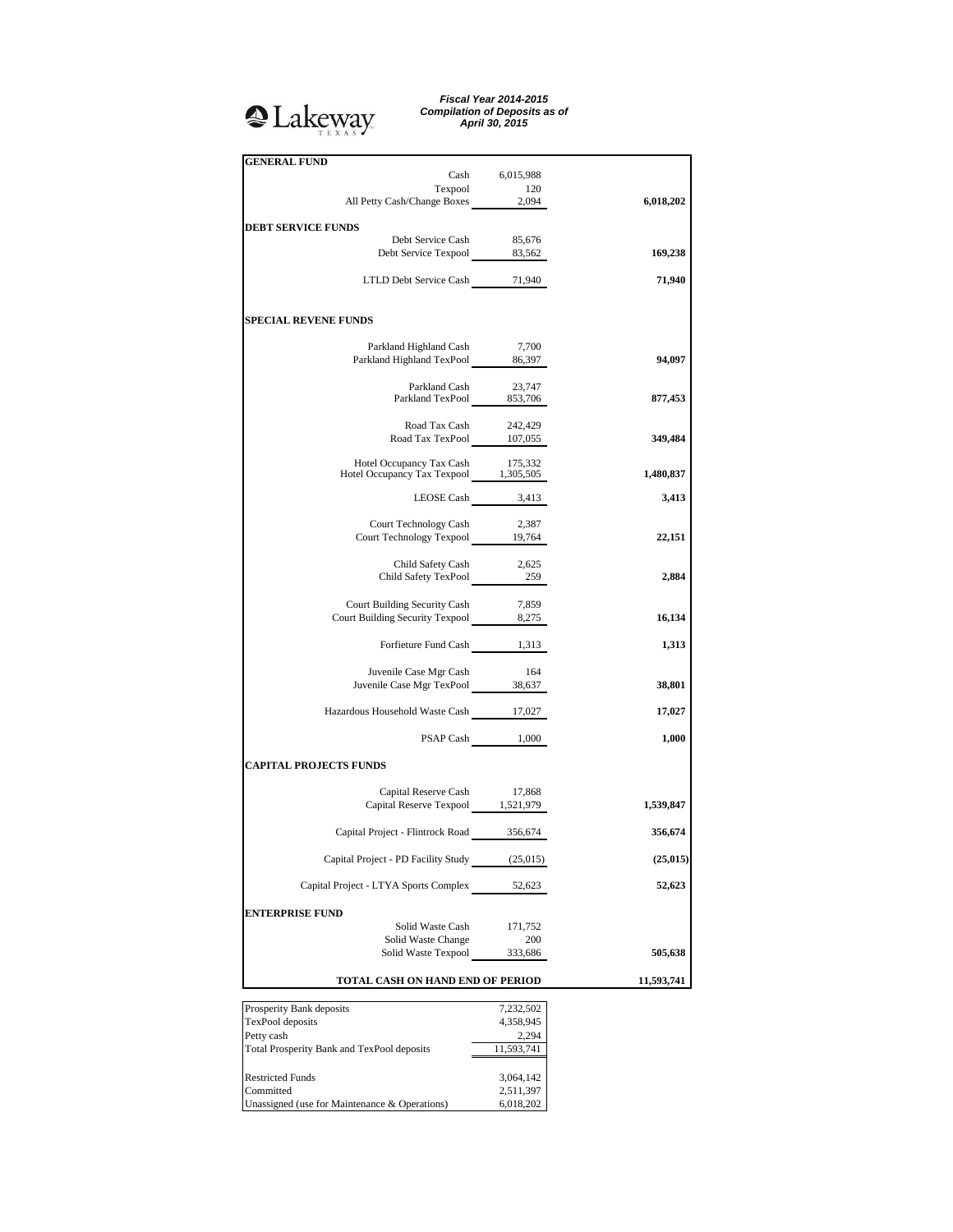Lakeway TEXAS

***Fiscal Year 2014-2015***
***Compilation of Deposits as of***
***April 30, 2015***

| | | |
|---|---|---|
| **GENERAL FUND** | | |
| Cash | 6,015,988 | |
| Texpool | 120 | |
| All Petty Cash/Change Boxes | 2,094 | **6,018,202** |
| **DEBT SERVICE FUNDS** | | |
| Debt Service Cash | 85,676 | |
| Debt Service Texpool | 83,562 | **169,238** |
| LTLD Debt Service Cash | 71,940 | **71,940** |
| **SPECIAL REVENE FUNDS** | | |
| Parkland Highland Cash | 7,700 | |
| Parkland Highland TexPool | 86,397 | **94,097** |
| Parkland Cash | 23,747 | |
| Parkland TexPool | 853,706 | **877,453** |
| Road Tax Cash | 242,429 | |
| Road Tax TexPool | 107,055 | **349,484** |
| Hotel Occupancy Tax Cash | 175,332 | |
| Hotel Occupancy Tax Texpool | 1,305,505 | **1,480,837** |
| LEOSE Cash | 3,413 | **3,413** |
| Court Technology Cash | 2,387 | |
| Court Technology Texpool | 19,764 | **22,151** |
| Child Safety Cash | 2,625 | |
| Child Safety TexPool | 259 | **2,884** |
| Court Building Security Cash | 7,859 | |
| Court Building Security Texpool | 8,275 | **16,134** |
| Forfieture Fund Cash | 1,313 | **1,313** |
| Juvenile Case Mgr Cash | 164 | |
| Juvenile Case Mgr TexPool | 38,637 | **38,801** |
| Hazardous Household Waste Cash | 17,027 | **17,027** |
| PSAP Cash | 1,000 | **1,000** |
| **CAPITAL PROJECTS FUNDS** | | |
| Capital Reserve Cash | 17,868 | |
| Capital Reserve Texpool | 1,521,979 | **1,539,847** |
| Capital Project - Flintrock Road | 356,674 | **356,674** |
| Capital Project - PD Facility Study | (25,015) | **(25,015)** |
| Capital Project - LTYA Sports Complex | 52,623 | **52,623** |
| **ENTERPRISE FUND** | | |
| Solid Waste Cash | 171,752 | |
| Solid Waste Change | 200 | |
| Solid Waste Texpool | 333,686 | **505,638** |
| **TOTAL CASH ON HAND END OF PERIOD** | | **11,593,741** |

| | |
|---|---|
| Prosperity Bank deposits | 7,232,502 |
| TexPool deposits | 4,358,945 |
| Petty cash | 2,294 |
| Total Prosperity Bank and TexPool deposits | 11,593,741 |
| Restricted Funds | 3,064,142 |
| Committed | 2,511,397 |
| Unassigned (use for Maintenance & Operations) | 6,018,202 |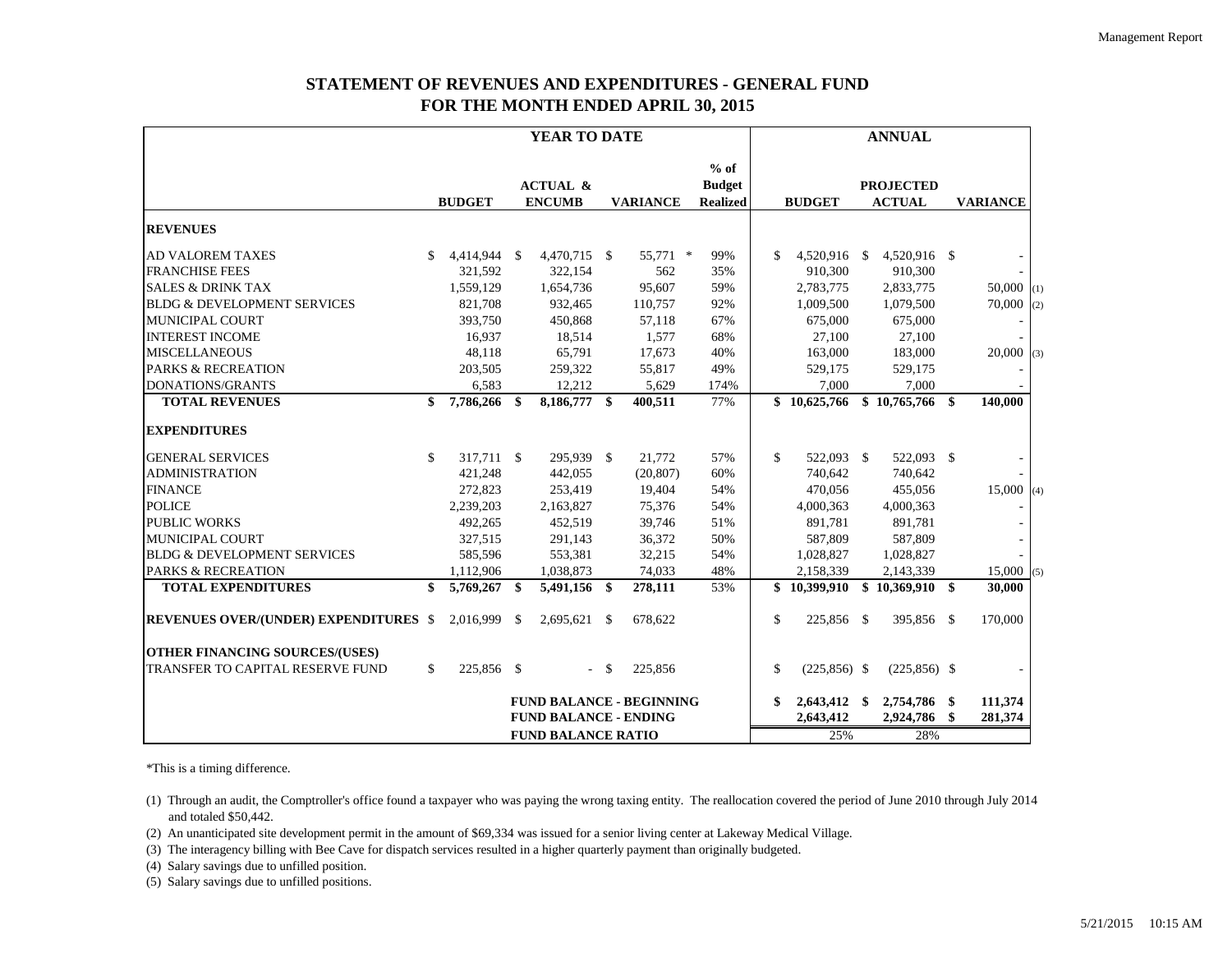# STATEMENT OF REVENUES AND EXPENDITURES - GENERAL FUND
## FOR THE MONTH ENDED APRIL 30, 2015

| | YEAR TO DATE | | | | ANNUAL | | | |
|---|---|---|---|---|---|---|---|---|
| | BUDGET | ACTUAL & ENCUMB | VARIANCE | % of Budget Realized | BUDGET | PROJECTED ACTUAL | VARIANCE | |
| **REVENUES** | | | | | | | | |
| AD VALOREM TAXES | $ 4,414,944 | $ 4,470,715 | $ 55,771 * | 99% | $ 4,520,916 | $ 4,520,916 | $ - | |
| FRANCHISE FEES | 321,592 | 322,154 | 562 | 35% | 910,300 | 910,300 | - | |
| SALES & DRINK TAX | 1,559,129 | 1,654,736 | 95,607 | 59% | 2,783,775 | 2,833,775 | 50,000 | (1) |
| BLDG & DEVELOPMENT SERVICES | 821,708 | 932,465 | 110,757 | 92% | 1,009,500 | 1,079,500 | 70,000 | (2) |
| MUNICIPAL COURT | 393,750 | 450,868 | 57,118 | 67% | 675,000 | 675,000 | - | |
| INTEREST INCOME | 16,937 | 18,514 | 1,577 | 68% | 27,100 | 27,100 | - | |
| MISCELLANEOUS | 48,118 | 65,791 | 17,673 | 40% | 163,000 | 183,000 | 20,000 | (3) |
| PARKS & RECREATION | 203,505 | 259,322 | 55,817 | 49% | 529,175 | 529,175 | - | |
| DONATIONS/GRANTS | 6,583 | 12,212 | 5,629 | 174% | 7,000 | 7,000 | - | |
| **TOTAL REVENUES** | **$ 7,786,266** | **$ 8,186,777** | **$ 400,511** | 77% | **$ 10,625,766** | **$ 10,765,766** | **$ 140,000** | |
| **EXPENDITURES** | | | | | | | | |
| GENERAL SERVICES | $ 317,711 | $ 295,939 | $ 21,772 | 57% | $ 522,093 | $ 522,093 | $ - | |
| ADMINISTRATION | 421,248 | 442,055 | (20,807) | 60% | 740,642 | 740,642 | - | |
| FINANCE | 272,823 | 253,419 | 19,404 | 54% | 470,056 | 455,056 | 15,000 | (4) |
| POLICE | 2,239,203 | 2,163,827 | 75,376 | 54% | 4,000,363 | 4,000,363 | - | |
| PUBLIC WORKS | 492,265 | 452,519 | 39,746 | 51% | 891,781 | 891,781 | - | |
| MUNICIPAL COURT | 327,515 | 291,143 | 36,372 | 50% | 587,809 | 587,809 | - | |
| BLDG & DEVELOPMENT SERVICES | 585,596 | 553,381 | 32,215 | 54% | 1,028,827 | 1,028,827 | - | |
| PARKS & RECREATION | 1,112,906 | 1,038,873 | 74,033 | 48% | 2,158,339 | 2,143,339 | 15,000 | (5) |
| **TOTAL EXPENDITURES** | **$ 5,769,267** | **$ 5,491,156** | **$ 278,111** | 53% | **$ 10,399,910** | **$ 10,369,910** | **$ 30,000** | |
| **REVENUES OVER/(UNDER) EXPENDITURES** | $ 2,016,999 | $ 2,695,621 | $ 678,622 | | $ 225,856 | $ 395,856 | $ 170,000 | |
| **OTHER FINANCING SOURCES/(USES)** | | | | | | | | |
| TRANSFER TO CAPITAL RESERVE FUND | $ 225,856 | $ - | $ 225,856 | | $ (225,856) | $ (225,856) | $ - | |
| | | **FUND BALANCE - BEGINNING** | | | **$ 2,643,412** | **$ 2,754,786** | **$ 111,374** | |
| | | **FUND BALANCE - ENDING** | | | 2,643,412 | 2,924,786 | **$ 281,374** | |
| | | **FUND BALANCE RATIO** | | | 25% | 28% | | |

*This is a timing difference.

(1) Through an audit, the Comptroller's office found a taxpayer who was paying the wrong taxing entity. The reallocation covered the period of June 2010 through July 2014 and totaled $50,442.

(2) An unanticipated site development permit in the amount of $69,334 was issued for a senior living center at Lakeway Medical Village.

(3) The interagency billing with Bee Cave for dispatch services resulted in a higher quarterly payment than originally budgeted.

(4) Salary savings due to unfilled position.

(5) Salary savings due to unfilled positions.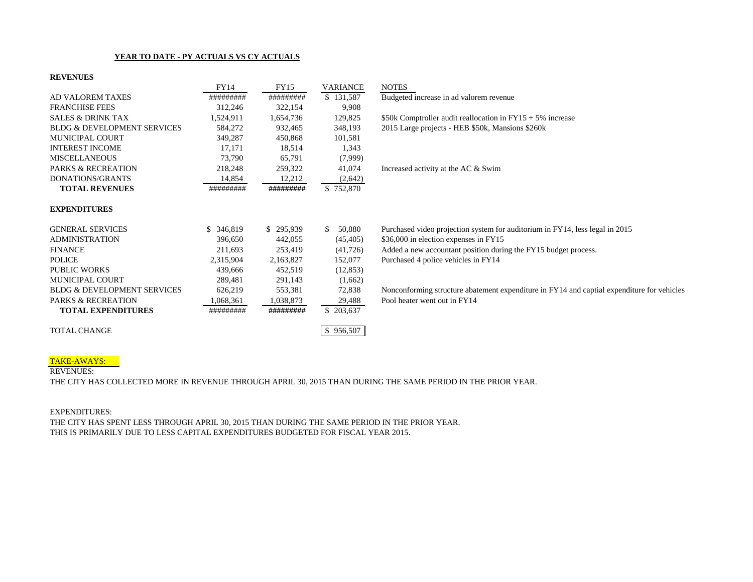**YEAR TO DATE - PY ACTUALS VS CY ACTUALS**

**REVENUES**

| | FY14 | FY15 | VARIANCE | NOTES |
|---|---|---|---|---|
| AD VALOREM TAXES | ######### | ######### | $ 131,587 | Budgeted increase in ad valorem revenue |
| FRANCHISE FEES | 312,246 | 322,154 | 9,908 | |
| SALES & DRINK TAX | 1,524,911 | 1,654,736 | 129,825 | $50k Comptroller audit reallocation in FY15 + 5% increase |
| BLDG & DEVELOPMENT SERVICES | 584,272 | 932,465 | 348,193 | 2015 Large projects - HEB $50k, Mansions $260k |
| MUNICIPAL COURT | 349,287 | 450,868 | 101,581 | |
| INTEREST INCOME | 17,171 | 18,514 | 1,343 | |
| MISCELLANEOUS | 73,790 | 65,791 | (7,999) | |
| PARKS & RECREATION | 218,248 | 259,322 | 41,074 | Increased activity at the AC & Swim |
| DONATIONS/GRANTS | 14,854 | 12,212 | (2,642) | |
| **TOTAL REVENUES** | ######### | ######### | $ 752,870 | |

**EXPENDITURES**

| | FY14 | FY15 | VARIANCE | NOTES |
|---|---|---|---|---|
| GENERAL SERVICES | $ 346,819 | $ 295,939 | $ 50,880 | Purchased video projection system for auditorium in FY14, less legal in 2015 |
| ADMINISTRATION | 396,650 | 442,055 | (45,405) | $36,000 in election expenses in FY15 |
| FINANCE | 211,693 | 253,419 | (41,726) | Added a new accountant position during the FY15 budget process. |
| POLICE | 2,315,904 | 2,163,827 | 152,077 | Purchased 4 police vehicles in FY14 |
| PUBLIC WORKS | 439,666 | 452,519 | (12,853) | |
| MUNICIPAL COURT | 289,481 | 291,143 | (1,662) | |
| BLDG & DEVELOPMENT SERVICES | 626,219 | 553,381 | 72,838 | Nonconforming structure abatement expenditure in FY14 and captial expenditure for vehicles |
| PARKS & RECREATION | 1,068,361 | 1,038,873 | 29,488 | Pool heater went out in FY14 |
| **TOTAL EXPENDITURES** | ######### | ######### | $ 203,637 | |
| | | | | |
| TOTAL CHANGE | | | $ 956,507 | |

TAKE-AWAYS:

REVENUES:

THE CITY HAS COLLECTED MORE IN REVENUE THROUGH APRIL 30, 2015 THAN DURING THE SAME PERIOD IN THE PRIOR YEAR.

EXPENDITURES:

THE CITY HAS SPENT LESS THROUGH APRIL 30, 2015 THAN DURING THE SAME PERIOD IN THE PRIOR YEAR.
THIS IS PRIMARILY DUE TO LESS CAPITAL EXPENDITURES BUDGETED FOR FISCAL YEAR 2015.